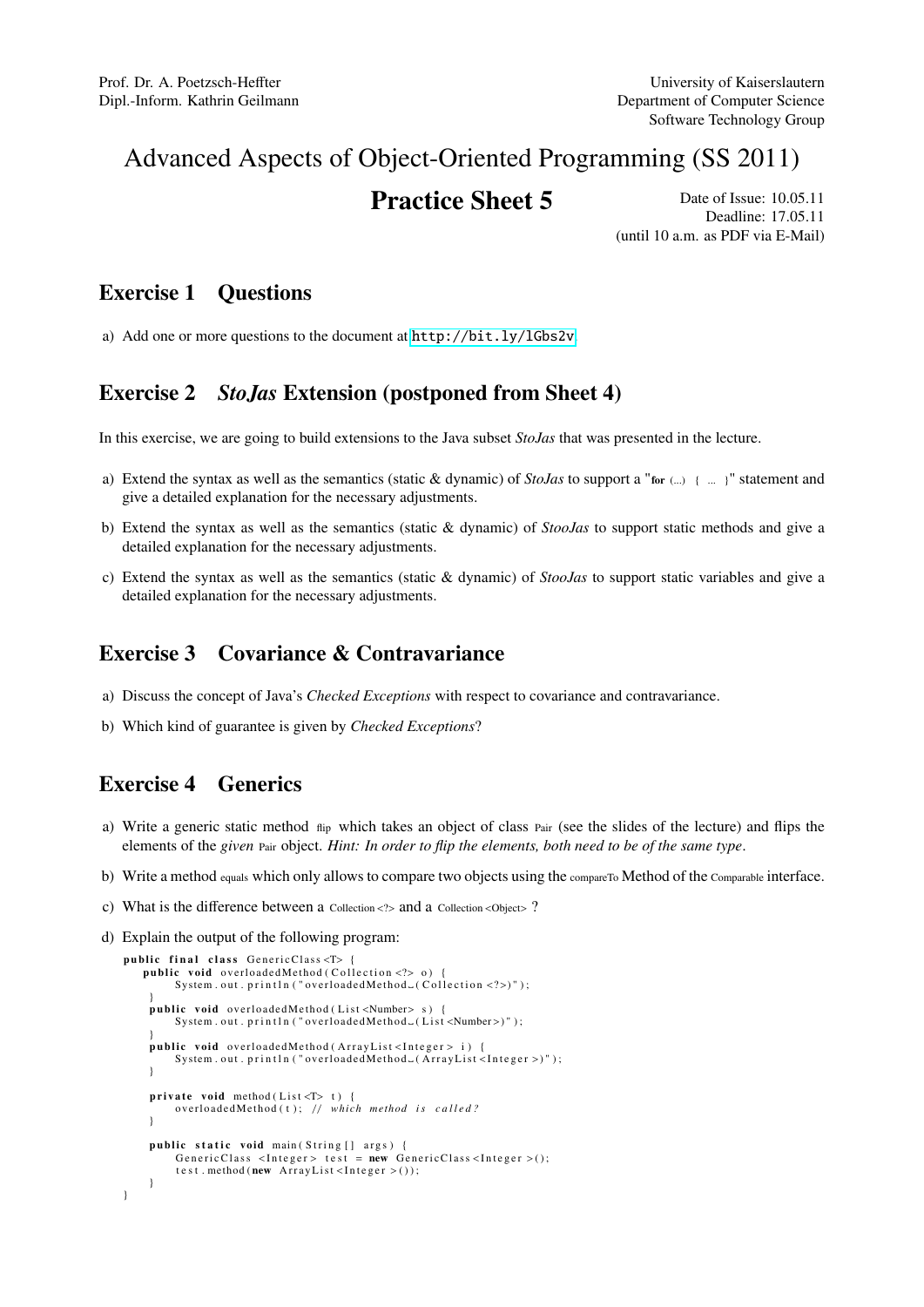Prof. Dr. A. Poetzsch-Heffter
Dipl.-Inform. Kathrin Geilmann

University of Kaiserslautern
Department of Computer Science
Software Technology Group

# Advanced Aspects of Object-Oriented Programming (SS 2011)

## Practice Sheet 5

Date of Issue: 10.05.11
Deadline: 17.05.11
(until 10 a.m. as PDF via E-Mail)

## Exercise 1 Questions

a) Add one or more questions to the document at http://bit.ly/lGbs2v.

## Exercise 2 *StoJas* Extension (postponed from Sheet 4)

In this exercise, we are going to build extensions to the Java subset *StoJas* that was presented in the lecture.

a) Extend the syntax as well as the semantics (static & dynamic) of *StoJas* to support a "`for (...) { ... }`" statement and give a detailed explanation for the necessary adjustments.

b) Extend the syntax as well as the semantics (static & dynamic) of *StooJas* to support static methods and give a detailed explanation for the necessary adjustments.

c) Extend the syntax as well as the semantics (static & dynamic) of *StooJas* to support static variables and give a detailed explanation for the necessary adjustments.

## Exercise 3 Covariance & Contravariance

a) Discuss the concept of Java's *Checked Exceptions* with respect to covariance and contravariance.

b) Which kind of guarantee is given by *Checked Exceptions*?

## Exercise 4 Generics

a) Write a generic static method `flip` which takes an object of class `Pair` (see the slides of the lecture) and flips the elements of the *given* `Pair` object. *Hint: In order to flip the elements, both need to be of the same type*.

b) Write a method `equals` which only allows to compare two objects using the `compareTo` Method of the `Comparable` interface.

c) What is the difference between a `Collection<?>` and a `Collection<Object>` ?

d) Explain the output of the following program:

```
public final class GenericClass<T> {
    public void overloadedMethod(Collection<?> o) {
        System.out.println("overloadedMethod (Collection<?>)");
    }
    public void overloadedMethod(List<Number> s) {
        System.out.println("overloadedMethod (List<Number>)");
    }
    public void overloadedMethod(ArrayList<Integer> i) {
        System.out.println("overloadedMethod (ArrayList<Integer>)");
    }

    private void method(List<T> t) {
        overloadedMethod(t); // which method is called?
    }

    public static void main(String[] args) {
        GenericClass<Integer> test = new GenericClass<Integer>();
        test.method(new ArrayList<Integer>());
    }
}
```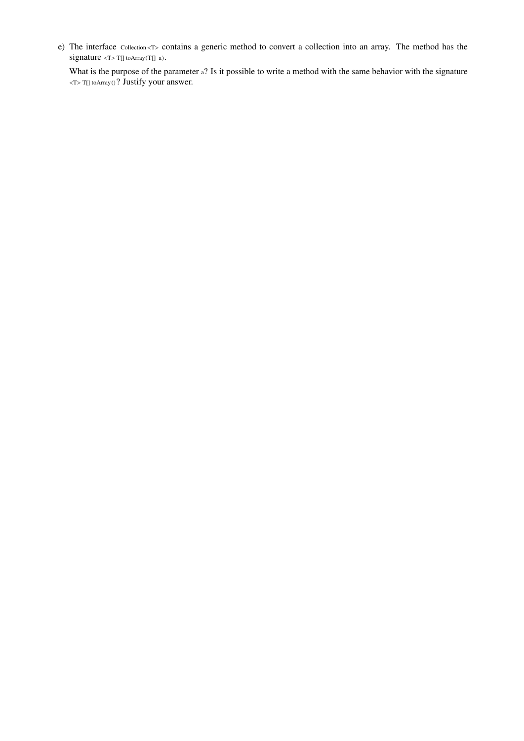e) The interface `Collection<T>` contains a generic method to convert a collection into an array. The method has the signature `<T> T[] toArray(T[] a)`.

   What is the purpose of the parameter `a`? Is it possible to write a method with the same behavior with the signature `<T> T[] toArray()`? Justify your answer.